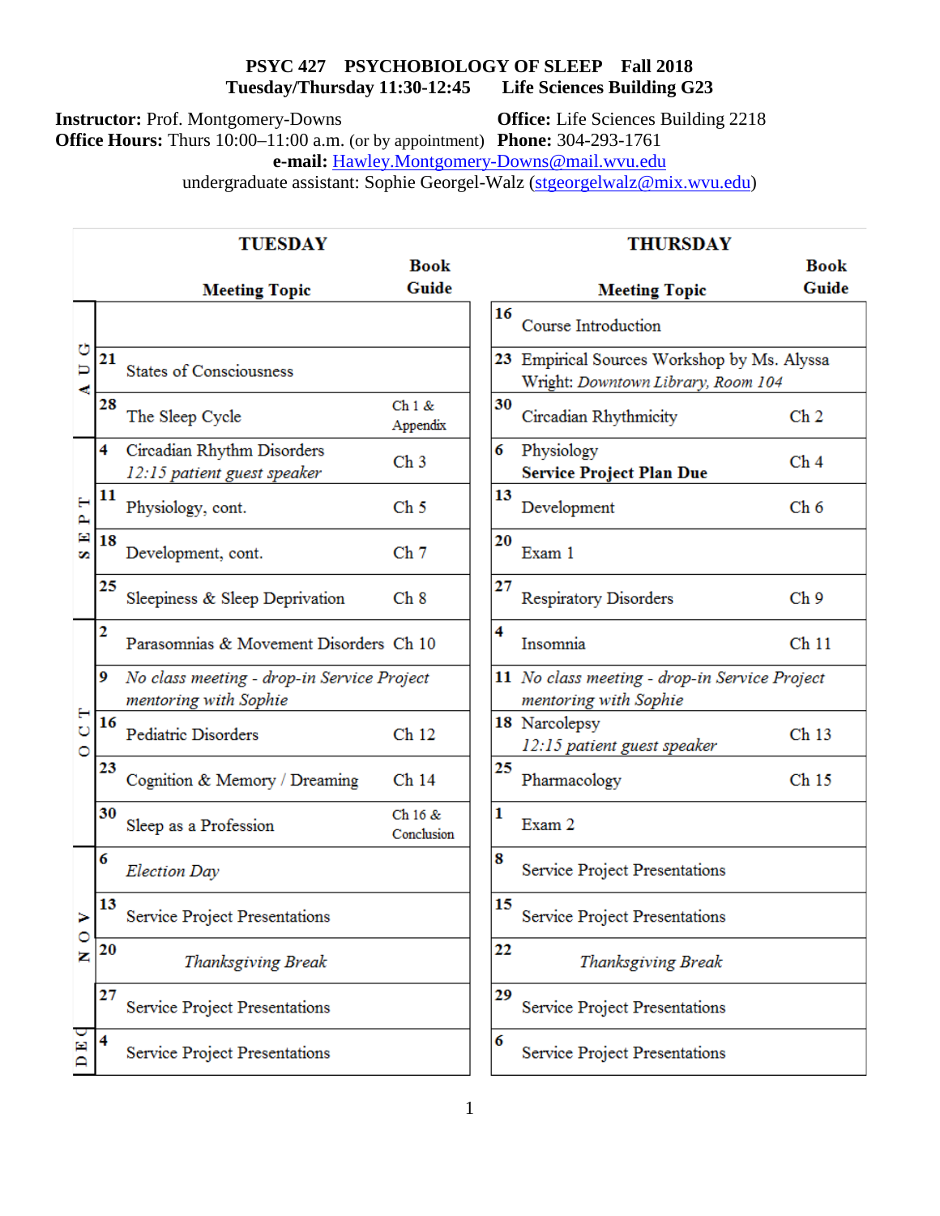# PSYC 427 PSYCHOBIOLOGY OF SLEEP Fall 2018

**Tuesday/Thursday 11:30-12:45 Life Sciences Building G23**

**Instructor:** Prof. Montgomery-Downs
**Office:** Life Sciences Building 2218
**Office Hours:** Thurs 10:00–11:00 a.m. (or by appointment)
**Phone:** 304-293-1761
**e-mail:** Hawley.Montgomery-Downs@mail.wvu.edu
undergraduate assistant: Sophie Georgel-Walz (stgeorgelwalz@mix.wvu.edu)

| Month | TUESDAY Meeting Topic | Book Guide | THURSDAY Meeting Topic | Book Guide |
|---|---|---|---|---|
| AUG | | | 16 Course Introduction | |
| AUG | 21 States of Consciousness | | 23 Empirical Sources Workshop by Ms. Alyssa Wright: *Downtown Library, Room 104* | |
| AUG | 28 The Sleep Cycle | Ch 1 & Appendix | 30 Circadian Rhythmicity | Ch 2 |
| SEPT | 4 Circadian Rhythm Disorders *12:15 patient guest speaker* | Ch 3 | 6 Physiology **Service Project Plan Due** | Ch 4 |
| SEPT | 11 Physiology, cont. | Ch 5 | 13 Development | Ch 6 |
| SEPT | 18 Development, cont. | Ch 7 | 20 Exam 1 | |
| SEPT | 25 Sleepiness & Sleep Deprivation | Ch 8 | 27 Respiratory Disorders | Ch 9 |
| OCT | 2 Parasomnias & Movement Disorders | Ch 10 | 4 Insomnia | Ch 11 |
| OCT | 9 *No class meeting - drop-in Service Project mentoring with Sophie* | | 11 *No class meeting - drop-in Service Project mentoring with Sophie* | |
| OCT | 16 Pediatric Disorders | Ch 12 | 18 Narcolepsy *12:15 patient guest speaker* | Ch 13 |
| OCT | 23 Cognition & Memory / Dreaming | Ch 14 | 25 Pharmacology | Ch 15 |
| OCT | 30 Sleep as a Profession | Ch 16 & Conclusion | 1 Exam 2 | |
| NOV | 6 *Election Day* | | 8 Service Project Presentations | |
| NOV | 13 Service Project Presentations | | 15 Service Project Presentations | |
| NOV | 20 *Thanksgiving Break* | | 22 *Thanksgiving Break* | |
| NOV | 27 Service Project Presentations | | 29 Service Project Presentations | |
| DEC | 4 Service Project Presentations | | 6 Service Project Presentations | |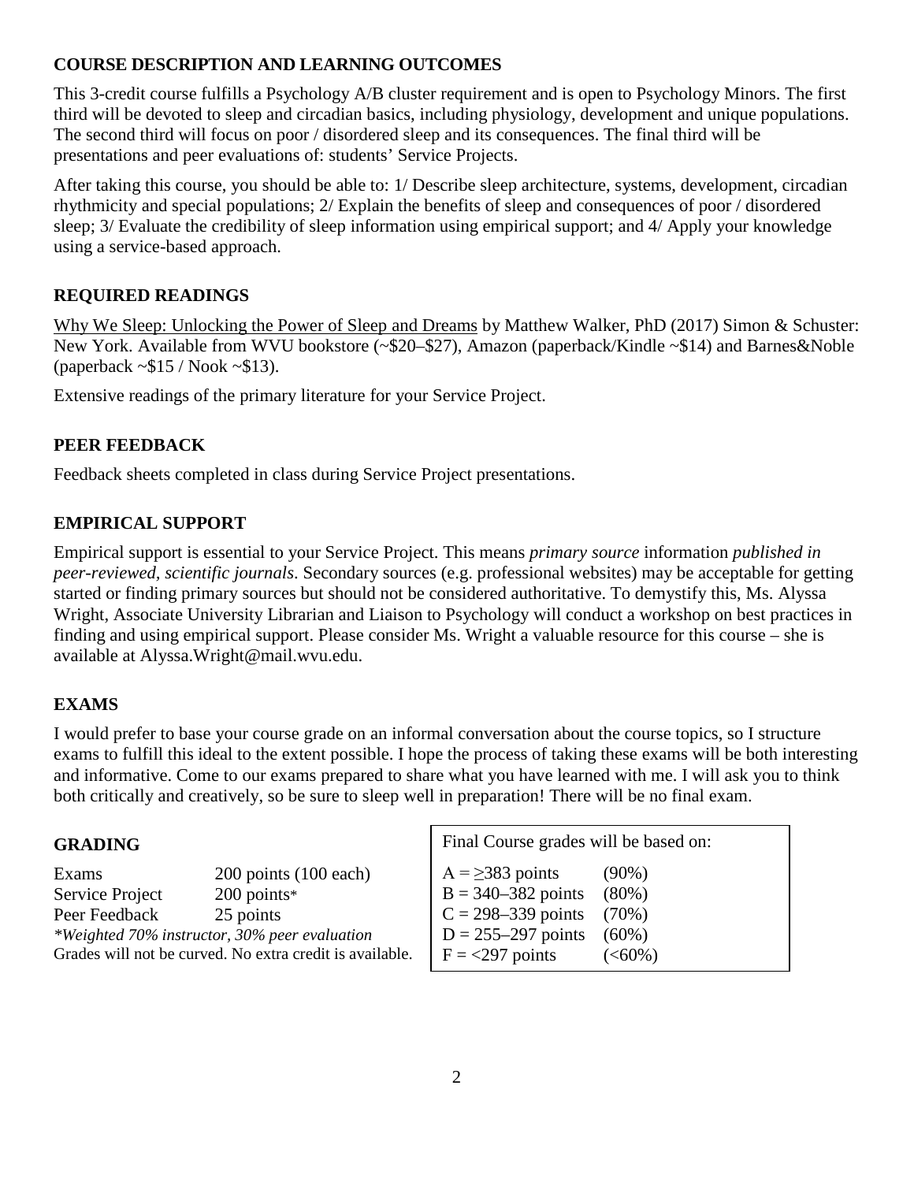## COURSE DESCRIPTION AND LEARNING OUTCOMES

This 3-credit course fulfills a Psychology A/B cluster requirement and is open to Psychology Minors. The first third will be devoted to sleep and circadian basics, including physiology, development and unique populations. The second third will focus on poor / disordered sleep and its consequences. The final third will be presentations and peer evaluations of: students' Service Projects.

After taking this course, you should be able to: 1/ Describe sleep architecture, systems, development, circadian rhythmicity and special populations; 2/ Explain the benefits of sleep and consequences of poor / disordered sleep; 3/ Evaluate the credibility of sleep information using empirical support; and 4/ Apply your knowledge using a service-based approach.

## REQUIRED READINGS

<u>Why We Sleep: Unlocking the Power of Sleep and Dreams</u> by Matthew Walker, PhD (2017) Simon & Schuster: New York. Available from WVU bookstore (~$20–$27), Amazon (paperback/Kindle ~$14) and Barnes&Noble (paperback ~$15 / Nook ~$13).

Extensive readings of the primary literature for your Service Project.

## PEER FEEDBACK

Feedback sheets completed in class during Service Project presentations.

## EMPIRICAL SUPPORT

Empirical support is essential to your Service Project. This means *primary source* information *published in peer-reviewed, scientific journals*. Secondary sources (e.g. professional websites) may be acceptable for getting started or finding primary sources but should not be considered authoritative. To demystify this, Ms. Alyssa Wright, Associate University Librarian and Liaison to Psychology will conduct a workshop on best practices in finding and using empirical support. Please consider Ms. Wright a valuable resource for this course – she is available at Alyssa.Wright@mail.wvu.edu.

## EXAMS

I would prefer to base your course grade on an informal conversation about the course topics, so I structure exams to fulfill this ideal to the extent possible. I hope the process of taking these exams will be both interesting and informative. Come to our exams prepared to share what you have learned with me. I will ask you to think both critically and creatively, so be sure to sleep well in preparation! There will be no final exam.

## GRADING

| | |
|---|---|
| Exams | 200 points (100 each) |
| Service Project | 200 points* |
| Peer Feedback | 25 points |

*\*Weighted 70% instructor, 30% peer evaluation*

Grades will not be curved. No extra credit is available.

Final Course grades will be based on:

| | |
|---|---|
| A = ≥383 points | (90%) |
| B = 340–382 points | (80%) |
| C = 298–339 points | (70%) |
| D = 255–297 points | (60%) |
| F = <297 points | (<60%) |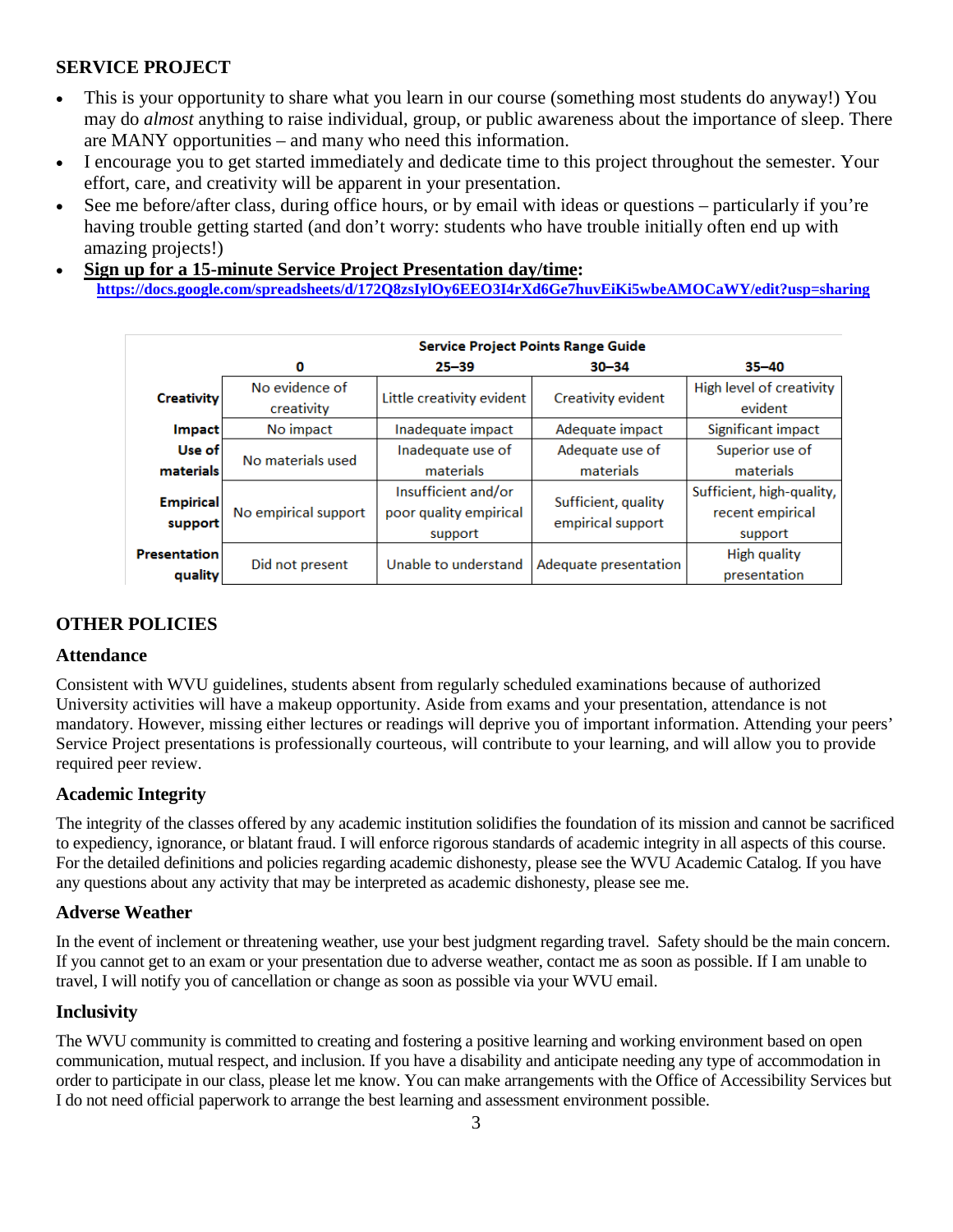## SERVICE PROJECT

- This is your opportunity to share what you learn in our course (something most students do anyway!) You may do *almost* anything to raise individual, group, or public awareness about the importance of sleep. There are MANY opportunities – and many who need this information.
- I encourage you to get started immediately and dedicate time to this project throughout the semester. Your effort, care, and creativity will be apparent in your presentation.
- See me before/after class, during office hours, or by email with ideas or questions – particularly if you're having trouble getting started (and don't worry: students who have trouble initially often end up with amazing projects!)
- **Sign up for a 15-minute Service Project Presentation day/time:**
  **https://docs.google.com/spreadsheets/d/172Q8zsIylOy6EEO3I4rXd6Ge7huvEiKi5wbeAMOCaWY/edit?usp=sharing**

**Service Project Points Range Guide**

| | 0 | 25–39 | 30–34 | 35–40 |
|---|---|---|---|---|
| **Creativity** | No evidence of creativity | Little creativity evident | Creativity evident | High level of creativity evident |
| **Impact** | No impact | Inadequate impact | Adequate impact | Significant impact |
| **Use of materials** | No materials used | Inadequate use of materials | Adequate use of materials | Superior use of materials |
| **Empirical support** | No empirical support | Insufficient and/or poor quality empirical support | Sufficient, quality empirical support | Sufficient, high-quality, recent empirical support |
| **Presentation quality** | Did not present | Unable to understand | Adequate presentation | High quality presentation |

## OTHER POLICIES

### Attendance

Consistent with WVU guidelines, students absent from regularly scheduled examinations because of authorized University activities will have a makeup opportunity. Aside from exams and your presentation, attendance is not mandatory. However, missing either lectures or readings will deprive you of important information. Attending your peers' Service Project presentations is professionally courteous, will contribute to your learning, and will allow you to provide required peer review.

### Academic Integrity

The integrity of the classes offered by any academic institution solidifies the foundation of its mission and cannot be sacrificed to expediency, ignorance, or blatant fraud. I will enforce rigorous standards of academic integrity in all aspects of this course. For the detailed definitions and policies regarding academic dishonesty, please see the WVU Academic Catalog. If you have any questions about any activity that may be interpreted as academic dishonesty, please see me.

### Adverse Weather

In the event of inclement or threatening weather, use your best judgment regarding travel. Safety should be the main concern. If you cannot get to an exam or your presentation due to adverse weather, contact me as soon as possible. If I am unable to travel, I will notify you of cancellation or change as soon as possible via your WVU email.

### Inclusivity

The WVU community is committed to creating and fostering a positive learning and working environment based on open communication, mutual respect, and inclusion. If you have a disability and anticipate needing any type of accommodation in order to participate in our class, please let me know. You can make arrangements with the Office of Accessibility Services but I do not need official paperwork to arrange the best learning and assessment environment possible.